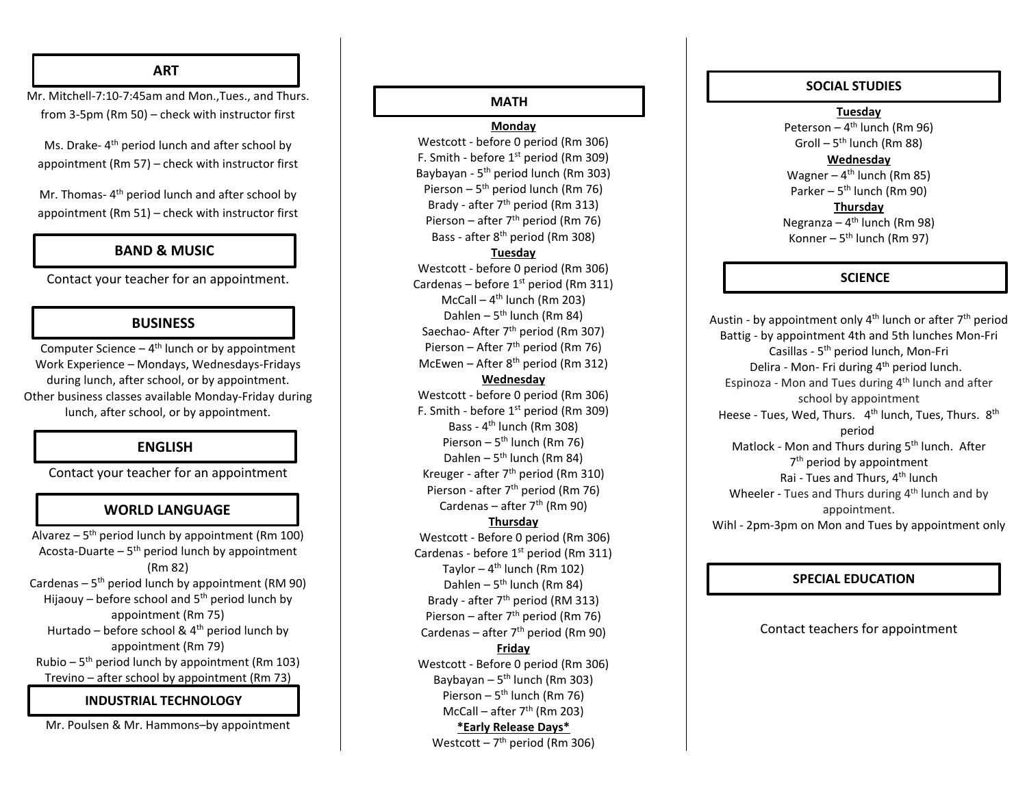## ART

Mr. Mitchell-7:10-7:45am and Mon.,Tues., and Thurs. from 3-5pm (Rm 50) – check with instructor first

Ms. Drake- 4th period lunch and after school by appointment (Rm 57) – check with instructor first

Mr. Thomas- 4th period lunch and after school by appointment (Rm 51) – check with instructor first

## BAND & MUSIC

Contact your teacher for an appointment.

## BUSINESS

Computer Science – 4th lunch or by appointment
Work Experience – Mondays, Wednesdays-Fridays during lunch, after school, or by appointment.
Other business classes available Monday-Friday during lunch, after school, or by appointment.

## ENGLISH

Contact your teacher for an appointment

## WORLD LANGUAGE

Alvarez – 5th period lunch by appointment (Rm 100)
Acosta-Duarte – 5th period lunch by appointment (Rm 82)
Cardenas – 5th period lunch by appointment (RM 90)
Hijaouy – before school and 5th period lunch by appointment (Rm 75)
Hurtado – before school & 4th period lunch by appointment (Rm 79)
Rubio – 5th period lunch by appointment (Rm 103)
Trevino – after school by appointment (Rm 73)

## INDUSTRIAL TECHNOLOGY

Mr. Poulsen & Mr. Hammons–by appointment

## MATH

**Monday**

Westcott - before 0 period (Rm 306)
F. Smith - before 1st period (Rm 309)
Baybayan - 5th period lunch (Rm 303)
Pierson – 5th period lunch (Rm 76)
Brady - after 7th period (Rm 313)
Pierson – after 7th period (Rm 76)
Bass - after 8th period (Rm 308)

**Tuesday**

Westcott - before 0 period (Rm 306)
Cardenas – before 1st period (Rm 311)
McCall – 4th lunch (Rm 203)
Dahlen – 5th lunch (Rm 84)
Saechao- After 7th period (Rm 307)
Pierson – After 7th period (Rm 76)
McEwen – After 8th period (Rm 312)

**Wednesday**

Westcott - before 0 period (Rm 306)
F. Smith - before 1st period (Rm 309)
Bass - 4th lunch (Rm 308)
Pierson – 5th lunch (Rm 76)
Dahlen – 5th lunch (Rm 84)
Kreuger - after 7th period (Rm 310)
Pierson - after 7th period (Rm 76)
Cardenas – after 7th (Rm 90)

**Thursday**

Westcott - Before 0 period (Rm 306)
Cardenas - before 1st period (Rm 311)
Taylor – 4th lunch (Rm 102)
Dahlen – 5th lunch (Rm 84)
Brady - after 7th period (RM 313)
Pierson – after 7th period (Rm 76)
Cardenas – after 7th period (Rm 90)

**Friday**

Westcott - Before 0 period (Rm 306)
Baybayan – 5th lunch (Rm 303)
Pierson – 5th lunch (Rm 76)
McCall – after 7th (Rm 203)

***Early Release Days***

Westcott – 7th period (Rm 306)

## SOCIAL STUDIES

**Tuesday**

Peterson – 4th lunch (Rm 96)
Groll – 5th lunch (Rm 88)

**Wednesday**

Wagner – 4th lunch (Rm 85)
Parker – 5th lunch (Rm 90)

**Thursday**

Negranza – 4th lunch (Rm 98)
Konner – 5th lunch (Rm 97)

## SCIENCE

Austin - by appointment only 4th lunch or after 7th period
Battig - by appointment 4th and 5th lunches Mon-Fri
Casillas - 5th period lunch, Mon-Fri
Delira - Mon- Fri during 4th period lunch.
Espinoza - Mon and Tues during 4th lunch and after school by appointment
Heese - Tues, Wed, Thurs. 4th lunch, Tues, Thurs. 8th period
Matlock - Mon and Thurs during 5th lunch. After 7th period by appointment
Rai - Tues and Thurs, 4th lunch
Wheeler - Tues and Thurs during 4th lunch and by appointment.
Wihl - 2pm-3pm on Mon and Tues by appointment only

## SPECIAL EDUCATION

Contact teachers for appointment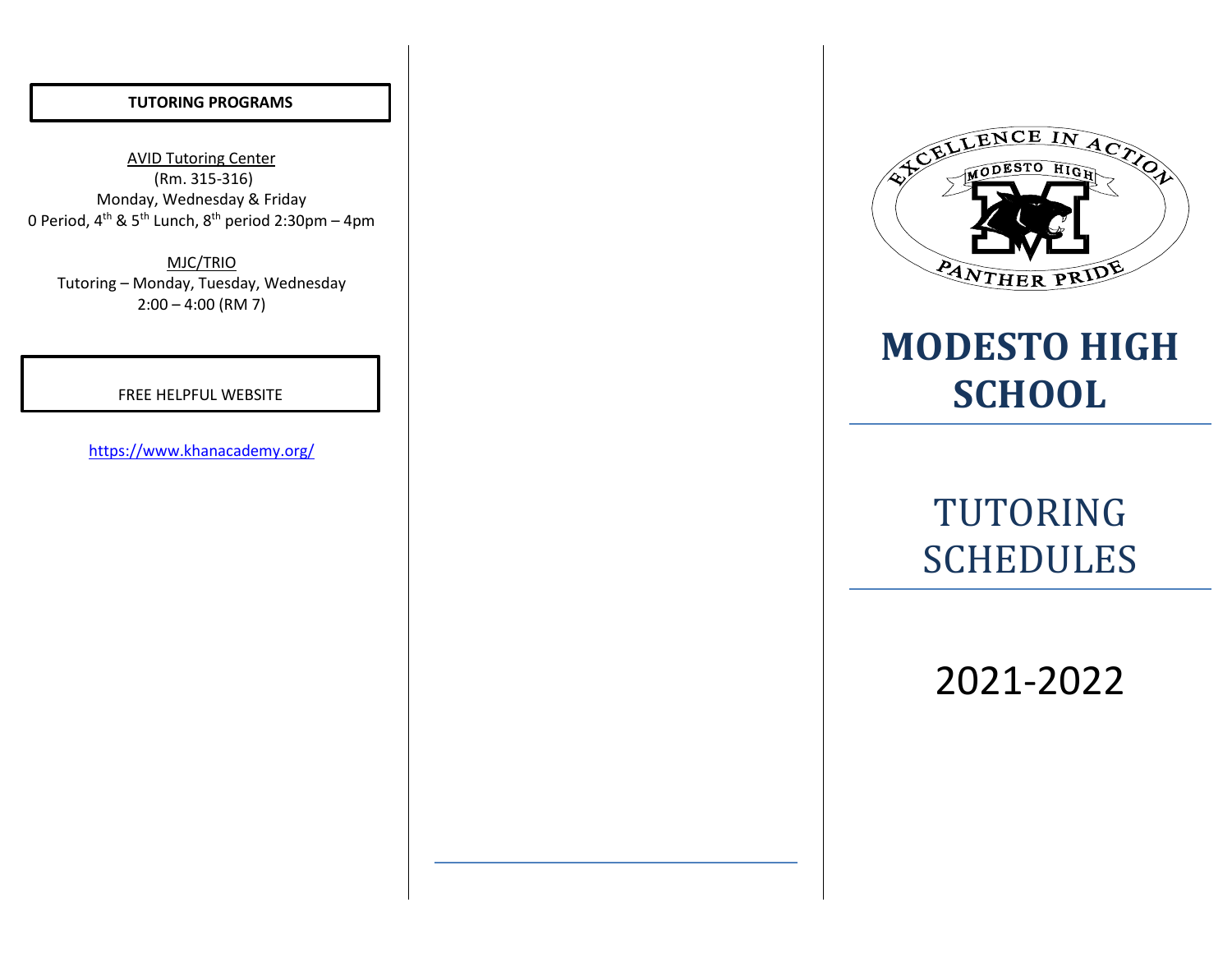**TUTORING PROGRAMS**

AVID Tutoring Center
(Rm. 315-316)
Monday, Wednesday & Friday
0 Period, 4th & 5th Lunch, 8th period 2:30pm – 4pm

MJC/TRIO
Tutoring – Monday, Tuesday, Wednesday
2:00 – 4:00 (RM 7)

FREE HELPFUL WEBSITE

https://www.khanacademy.org/

EXCELLENCE IN ACTION
MODESTO HIGH
PANTHER PRIDE

# MODESTO HIGH SCHOOL

## TUTORING SCHEDULES

2021-2022